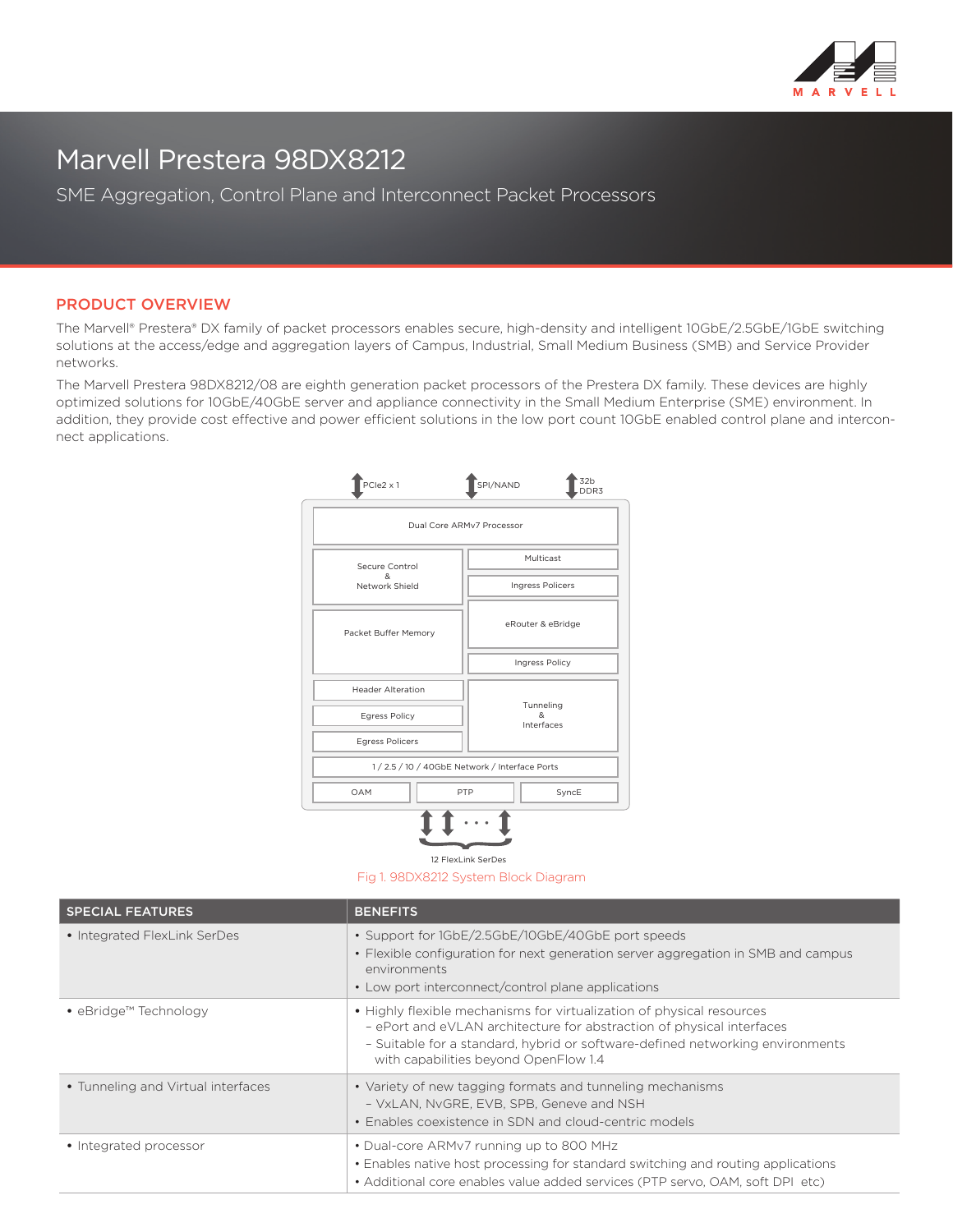# Marvell Prestera 98DX8212

SME Aggregation, Control Plane and Interconnect Packet Processors

## PRODUCT OVERVIEW

The Marvell® Prestera® DX family of packet processors enables secure, high-density and intelligent 10GbE/2.5GbE/1GbE switching solutions at the access/edge and aggregation layers of Campus, Industrial, Small Medium Business (SMB) and Service Provider networks.

The Marvell Prestera 98DX8212/08 are eighth generation packet processors of the Prestera DX family. These devices are highly optimized solutions for 10GbE/40GbE server and appliance connectivity in the Small Medium Enterprise (SME) environment. In addition, they provide cost effective and power efficient solutions in the low port count 10GbE enabled control plane and interconnect applications.

PCIe2 x 1 | SPI/NAND | 32b DDR3

Dual Core ARMv7 Processor

Secure Control & Network Shield | Multicast | Ingress Policers

Packet Buffer Memory | eRouter & eBridge | Ingress Policy

Header Alteration | Egress Policy | Egress Policers | Tunneling & Interfaces

1 / 2.5 / 10 / 40GbE Network / Interface Ports

OAM | PTP | SyncE

12 FlexLink SerDes

Fig 1. 98DX8212 System Block Diagram

| SPECIAL FEATURES | BENEFITS |
|---|---|
| • Integrated FlexLink SerDes | • Support for 1GbE/2.5GbE/10GbE/40GbE port speeds<br>• Flexible configuration for next generation server aggregation in SMB and campus environments<br>• Low port interconnect/control plane applications |
| • eBridge™ Technology | • Highly flexible mechanisms for virtualization of physical resources<br>– ePort and eVLAN architecture for abstraction of physical interfaces<br>– Suitable for a standard, hybrid or software-defined networking environments with capabilities beyond OpenFlow 1.4 |
| • Tunneling and Virtual interfaces | • Variety of new tagging formats and tunneling mechanisms<br>– VxLAN, NvGRE, EVB, SPB, Geneve and NSH<br>• Enables coexistence in SDN and cloud-centric models |
| • Integrated processor | • Dual-core ARMv7 running up to 800 MHz<br>• Enables native host processing for standard switching and routing applications<br>• Additional core enables value added services (PTP servo, OAM, soft DPI etc) |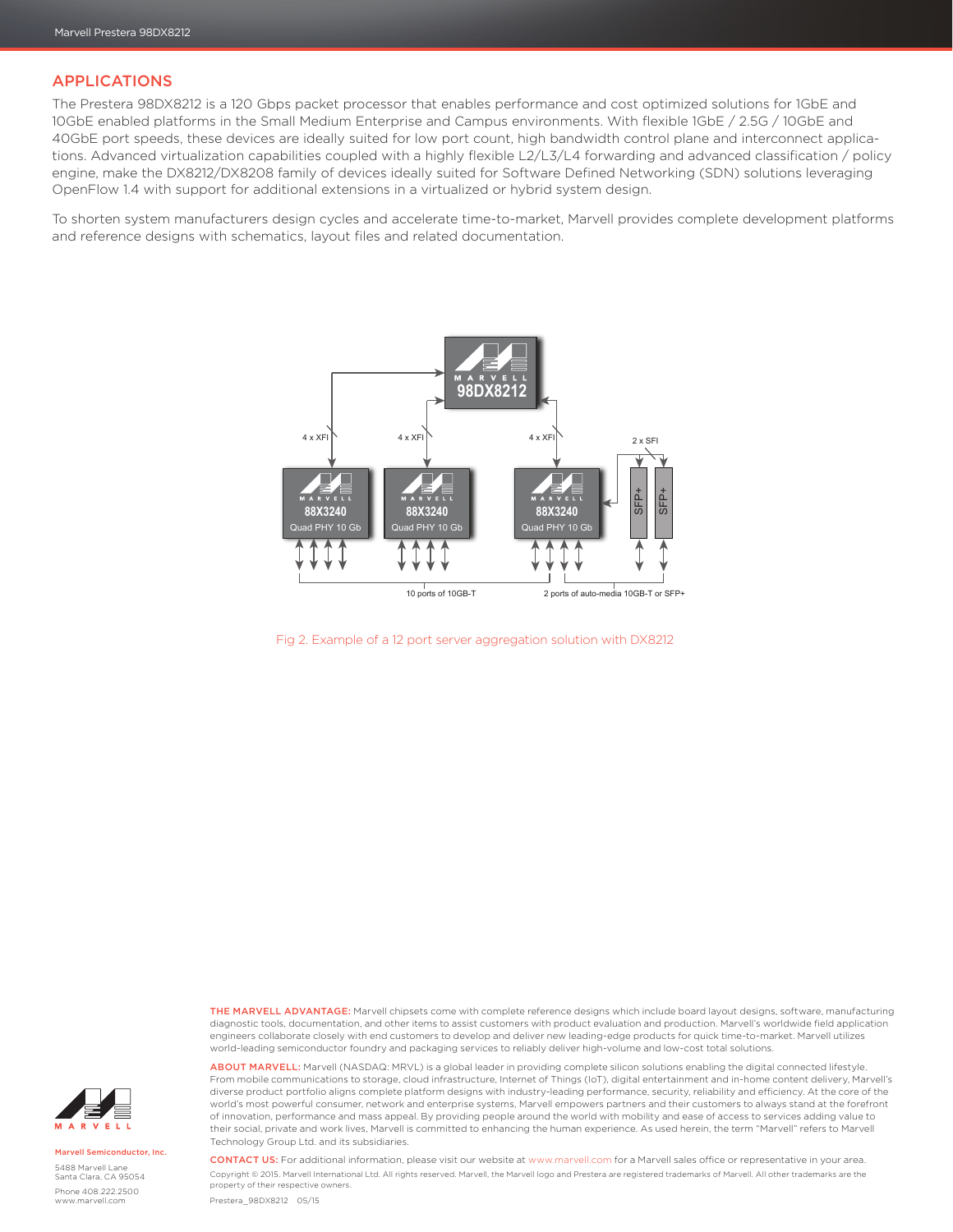## APPLICATIONS

The Prestera 98DX8212 is a 120 Gbps packet processor that enables performance and cost optimized solutions for 1GbE and 10GbE enabled platforms in the Small Medium Enterprise and Campus environments. With flexible 1GbE / 2.5G / 10GbE and 40GbE port speeds, these devices are ideally suited for low port count, high bandwidth control plane and interconnect applications. Advanced virtualization capabilities coupled with a highly flexible L2/L3/L4 forwarding and advanced classification / policy engine, make the DX8212/DX8208 family of devices ideally suited for Software Defined Networking (SDN) solutions leveraging OpenFlow 1.4 with support for additional extensions in a virtualized or hybrid system design.

To shorten system manufacturers design cycles and accelerate time-to-market, Marvell provides complete development platforms and reference designs with schematics, layout files and related documentation.

MARVELL 98DX8212

4 x XFI

4 x XFI

4 x XFI

2 x SFI

MARVELL 88X3240 Quad PHY 10 Gb

MARVELL 88X3240 Quad PHY 10 Gb

MARVELL 88X3240 Quad PHY 10 Gb

SFP+

SFP+

10 ports of 10GB-T

2 ports of auto-media 10GB-T or SFP+

Fig 2. Example of a 12 port server aggregation solution with DX8212

**THE MARVELL ADVANTAGE:** Marvell chipsets come with complete reference designs which include board layout designs, software, manufacturing diagnostic tools, documentation, and other items to assist customers with product evaluation and production. Marvell's worldwide field application engineers collaborate closely with end customers to develop and deliver new leading-edge products for quick time-to-market. Marvell utilizes world-leading semiconductor foundry and packaging services to reliably deliver high-volume and low-cost total solutions.

**ABOUT MARVELL:** Marvell (NASDAQ: MRVL) is a global leader in providing complete silicon solutions enabling the digital connected lifestyle. From mobile communications to storage, cloud infrastructure, Internet of Things (IoT), digital entertainment and in-home content delivery, Marvell's diverse product portfolio aligns complete platform designs with industry-leading performance, security, reliability and efficiency. At the core of the world's most powerful consumer, network and enterprise systems, Marvell empowers partners and their customers to always stand at the forefront of innovation, performance and mass appeal. By providing people around the world with mobility and ease of access to services adding value to their social, private and work lives, Marvell is committed to enhancing the human experience. As used herein, the term "Marvell" refers to Marvell Technology Group Ltd. and its subsidiaries.

**CONTACT US:** For additional information, please visit our website at www.marvell.com for a Marvell sales office or representative in your area.

Copyright © 2015. Marvell International Ltd. All rights reserved. Marvell, the Marvell logo and Prestera are registered trademarks of Marvell. All other trademarks are the property of their respective owners.

Prestera_98DX8212 05/15

MARVELL

**Marvell Semiconductor, Inc.**

5488 Marvell Lane
Santa Clara, CA 95054

Phone 408.222.2500
www.marvell.com